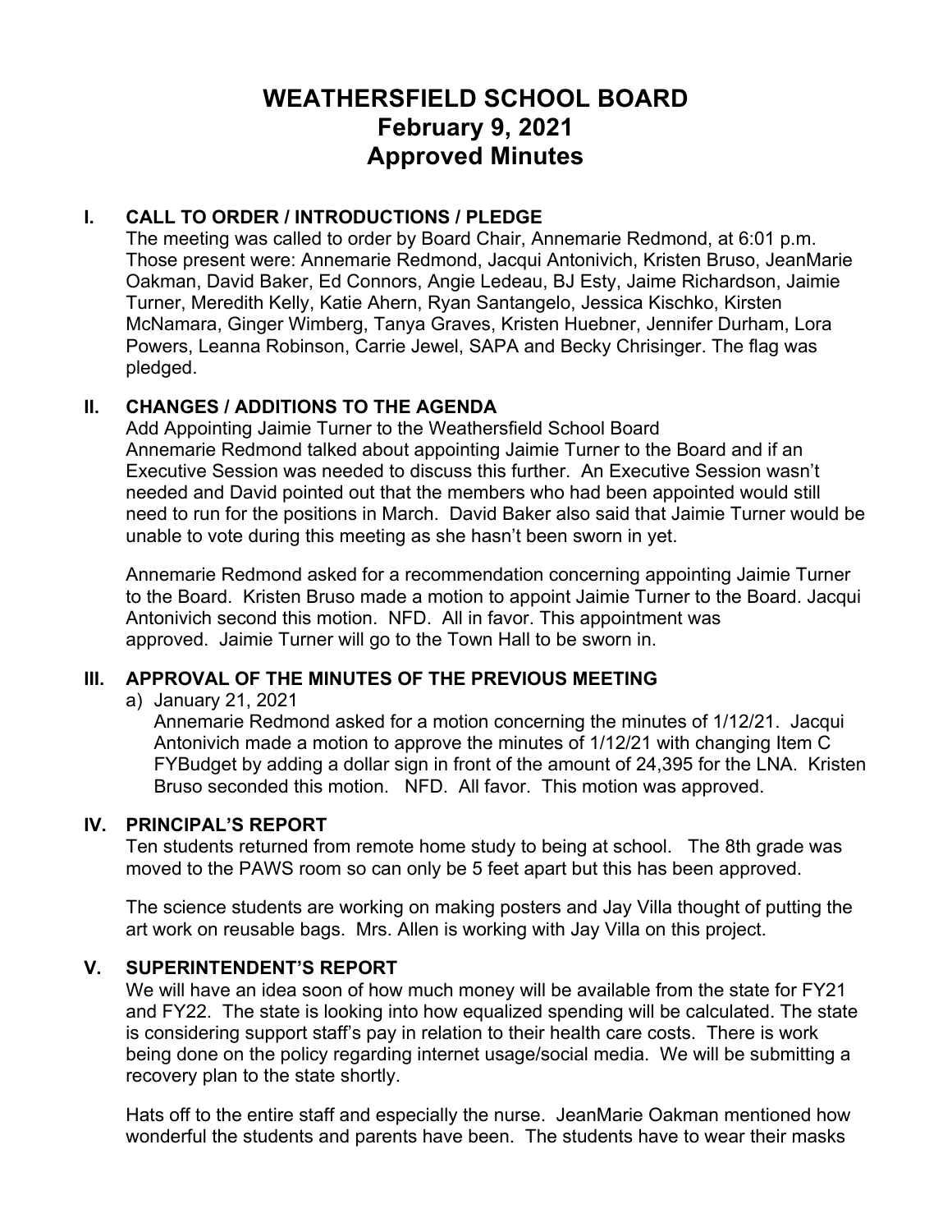# WEATHERSFIELD SCHOOL BOARD
# February 9, 2021
# Approved Minutes

## I. CALL TO ORDER / INTRODUCTIONS / PLEDGE

The meeting was called to order by Board Chair, Annemarie Redmond, at 6:01 p.m. Those present were: Annemarie Redmond, Jacqui Antonivich, Kristen Bruso, JeanMarie Oakman, David Baker, Ed Connors, Angie Ledeau, BJ Esty, Jaime Richardson, Jaimie Turner, Meredith Kelly, Katie Ahern, Ryan Santangelo, Jessica Kischko, Kirsten McNamara, Ginger Wimberg, Tanya Graves, Kristen Huebner, Jennifer Durham, Lora Powers, Leanna Robinson, Carrie Jewel, SAPA and Becky Chrisinger. The flag was pledged.

## II. CHANGES / ADDITIONS TO THE AGENDA

Add Appointing Jaimie Turner to the Weathersfield School Board

Annemarie Redmond talked about appointing Jaimie Turner to the Board and if an Executive Session was needed to discuss this further. An Executive Session wasn't needed and David pointed out that the members who had been appointed would still need to run for the positions in March. David Baker also said that Jaimie Turner would be unable to vote during this meeting as she hasn't been sworn in yet.

Annemarie Redmond asked for a recommendation concerning appointing Jaimie Turner to the Board. Kristen Bruso made a motion to appoint Jaimie Turner to the Board. Jacqui Antonivich second this motion. NFD. All in favor. This appointment was approved. Jaimie Turner will go to the Town Hall to be sworn in.

## III. APPROVAL OF THE MINUTES OF THE PREVIOUS MEETING

a) January 21, 2021

Annemarie Redmond asked for a motion concerning the minutes of 1/12/21. Jacqui Antonivich made a motion to approve the minutes of 1/12/21 with changing Item C FYBudget by adding a dollar sign in front of the amount of 24,395 for the LNA. Kristen Bruso seconded this motion. NFD. All favor. This motion was approved.

## IV. PRINCIPAL'S REPORT

Ten students returned from remote home study to being at school. The 8th grade was moved to the PAWS room so can only be 5 feet apart but this has been approved.

The science students are working on making posters and Jay Villa thought of putting the art work on reusable bags. Mrs. Allen is working with Jay Villa on this project.

## V. SUPERINTENDENT'S REPORT

We will have an idea soon of how much money will be available from the state for FY21 and FY22. The state is looking into how equalized spending will be calculated. The state is considering support staff's pay in relation to their health care costs. There is work being done on the policy regarding internet usage/social media. We will be submitting a recovery plan to the state shortly.

Hats off to the entire staff and especially the nurse. JeanMarie Oakman mentioned how wonderful the students and parents have been. The students have to wear their masks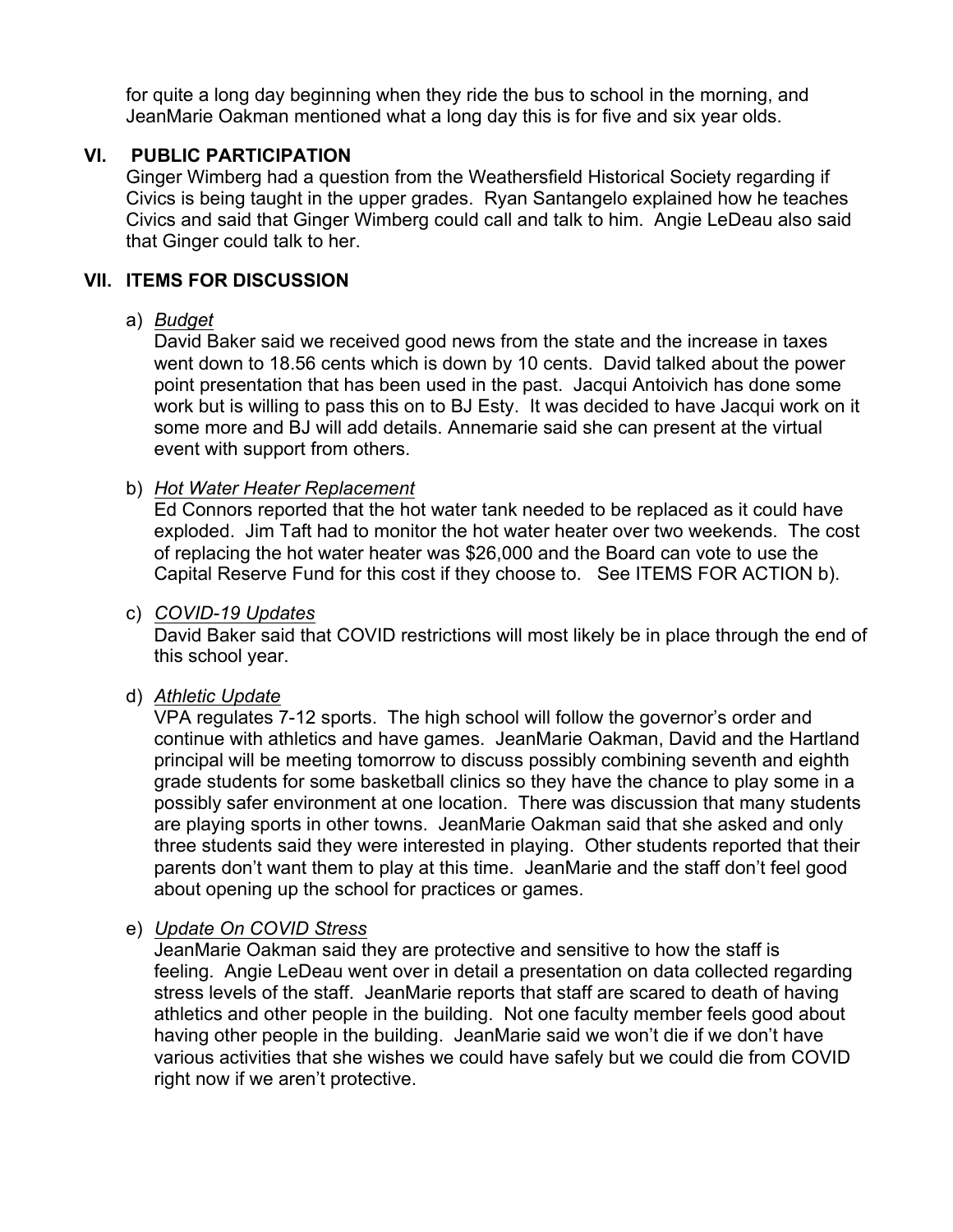for quite a long day beginning when they ride the bus to school in the morning, and JeanMarie Oakman mentioned what a long day this is for five and six year olds.

## VI. PUBLIC PARTICIPATION

Ginger Wimberg had a question from the Weathersfield Historical Society regarding if Civics is being taught in the upper grades. Ryan Santangelo explained how he teaches Civics and said that Ginger Wimberg could call and talk to him. Angie LeDeau also said that Ginger could talk to her.

## VII. ITEMS FOR DISCUSSION

a) *Budget*

David Baker said we received good news from the state and the increase in taxes went down to 18.56 cents which is down by 10 cents. David talked about the power point presentation that has been used in the past. Jacqui Antoivich has done some work but is willing to pass this on to BJ Esty. It was decided to have Jacqui work on it some more and BJ will add details. Annemarie said she can present at the virtual event with support from others.

b) *Hot Water Heater Replacement*

Ed Connors reported that the hot water tank needed to be replaced as it could have exploded. Jim Taft had to monitor the hot water heater over two weekends. The cost of replacing the hot water heater was $26,000 and the Board can vote to use the Capital Reserve Fund for this cost if they choose to. See ITEMS FOR ACTION b).

c) *COVID-19 Updates*

David Baker said that COVID restrictions will most likely be in place through the end of this school year.

d) *Athletic Update*

VPA regulates 7-12 sports. The high school will follow the governor's order and continue with athletics and have games. JeanMarie Oakman, David and the Hartland principal will be meeting tomorrow to discuss possibly combining seventh and eighth grade students for some basketball clinics so they have the chance to play some in a possibly safer environment at one location. There was discussion that many students are playing sports in other towns. JeanMarie Oakman said that she asked and only three students said they were interested in playing. Other students reported that their parents don't want them to play at this time. JeanMarie and the staff don't feel good about opening up the school for practices or games.

e) *Update On COVID Stress*

JeanMarie Oakman said they are protective and sensitive to how the staff is feeling. Angie LeDeau went over in detail a presentation on data collected regarding stress levels of the staff. JeanMarie reports that staff are scared to death of having athletics and other people in the building. Not one faculty member feels good about having other people in the building. JeanMarie said we won't die if we don't have various activities that she wishes we could have safely but we could die from COVID right now if we aren't protective.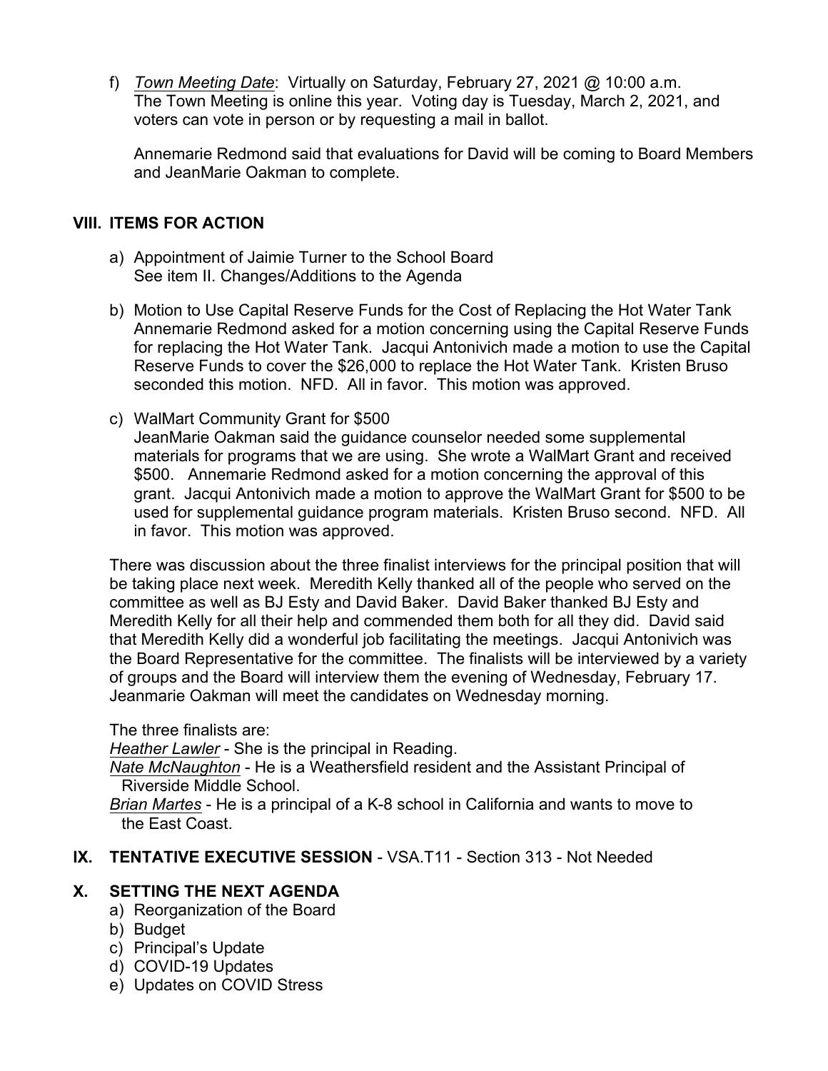f) *Town Meeting Date*: Virtually on Saturday, February 27, 2021 @ 10:00 a.m. The Town Meeting is online this year. Voting day is Tuesday, March 2, 2021, and voters can vote in person or by requesting a mail in ballot.

Annemarie Redmond said that evaluations for David will be coming to Board Members and JeanMarie Oakman to complete.

## VIII. ITEMS FOR ACTION

a) Appointment of Jaimie Turner to the School Board
See item II. Changes/Additions to the Agenda

b) Motion to Use Capital Reserve Funds for the Cost of Replacing the Hot Water Tank
Annemarie Redmond asked for a motion concerning using the Capital Reserve Funds for replacing the Hot Water Tank. Jacqui Antonivich made a motion to use the Capital Reserve Funds to cover the $26,000 to replace the Hot Water Tank. Kristen Bruso seconded this motion. NFD. All in favor. This motion was approved.

c) WalMart Community Grant for $500
JeanMarie Oakman said the guidance counselor needed some supplemental materials for programs that we are using. She wrote a WalMart Grant and received $500. Annemarie Redmond asked for a motion concerning the approval of this grant. Jacqui Antonivich made a motion to approve the WalMart Grant for $500 to be used for supplemental guidance program materials. Kristen Bruso second. NFD. All in favor. This motion was approved.

There was discussion about the three finalist interviews for the principal position that will be taking place next week. Meredith Kelly thanked all of the people who served on the committee as well as BJ Esty and David Baker. David Baker thanked BJ Esty and Meredith Kelly for all their help and commended them both for all they did. David said that Meredith Kelly did a wonderful job facilitating the meetings. Jacqui Antonivich was the Board Representative for the committee. The finalists will be interviewed by a variety of groups and the Board will interview them the evening of Wednesday, February 17. Jeanmarie Oakman will meet the candidates on Wednesday morning.

The three finalists are:
*Heather Lawler* - She is the principal in Reading.
*Nate McNaughton* - He is a Weathersfield resident and the Assistant Principal of Riverside Middle School.
*Brian Martes* - He is a principal of a K-8 school in California and wants to move to the East Coast.

## IX. TENTATIVE EXECUTIVE SESSION - VSA.T11 - Section 313 - Not Needed

## X. SETTING THE NEXT AGENDA

a) Reorganization of the Board
b) Budget
c) Principal's Update
d) COVID-19 Updates
e) Updates on COVID Stress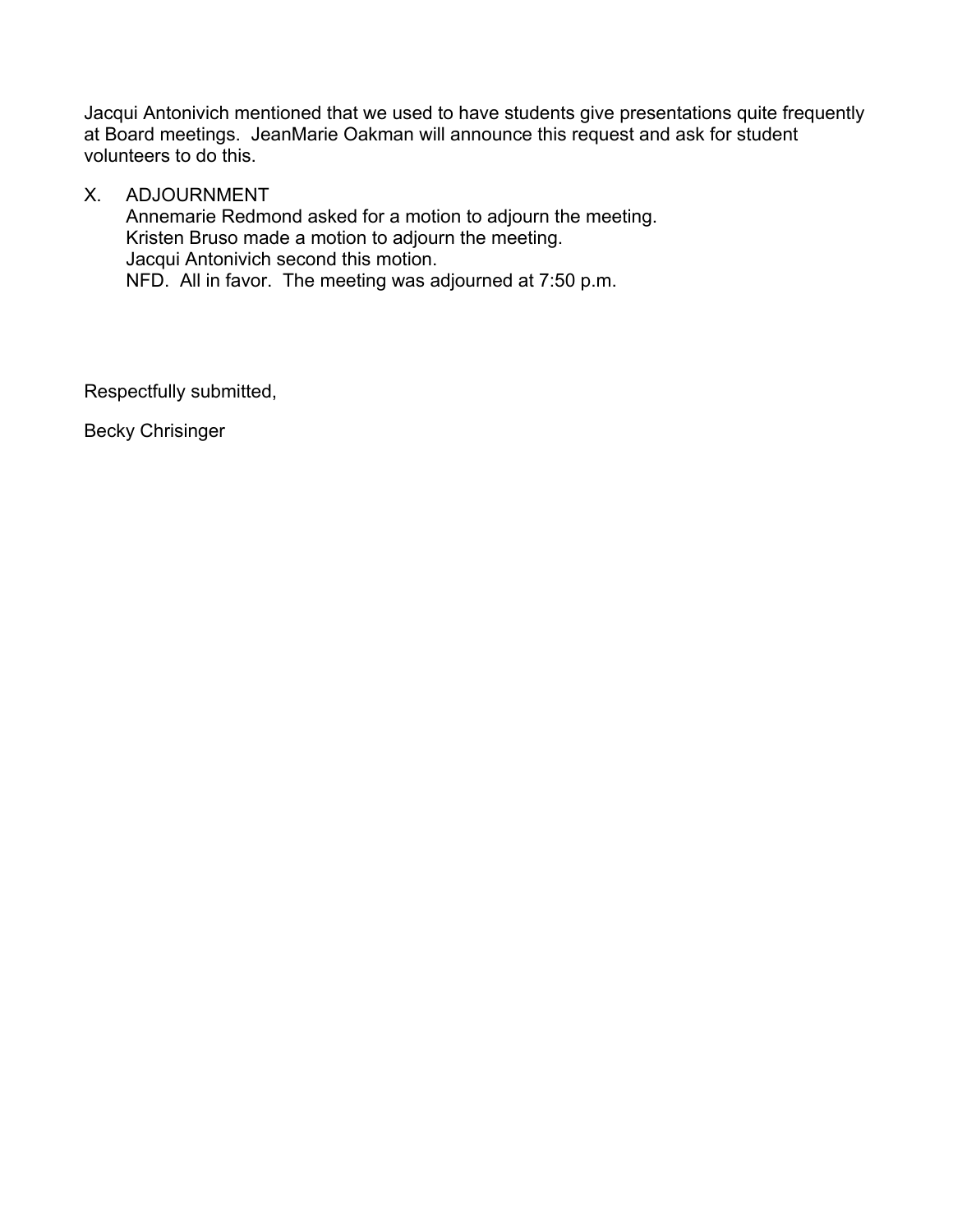Jacqui Antonivich mentioned that we used to have students give presentations quite frequently at Board meetings. JeanMarie Oakman will announce this request and ask for student volunteers to do this.

X. ADJOURNMENT

Annemarie Redmond asked for a motion to adjourn the meeting.
Kristen Bruso made a motion to adjourn the meeting.
Jacqui Antonivich second this motion.
NFD. All in favor. The meeting was adjourned at 7:50 p.m.

Respectfully submitted,

Becky Chrisinger